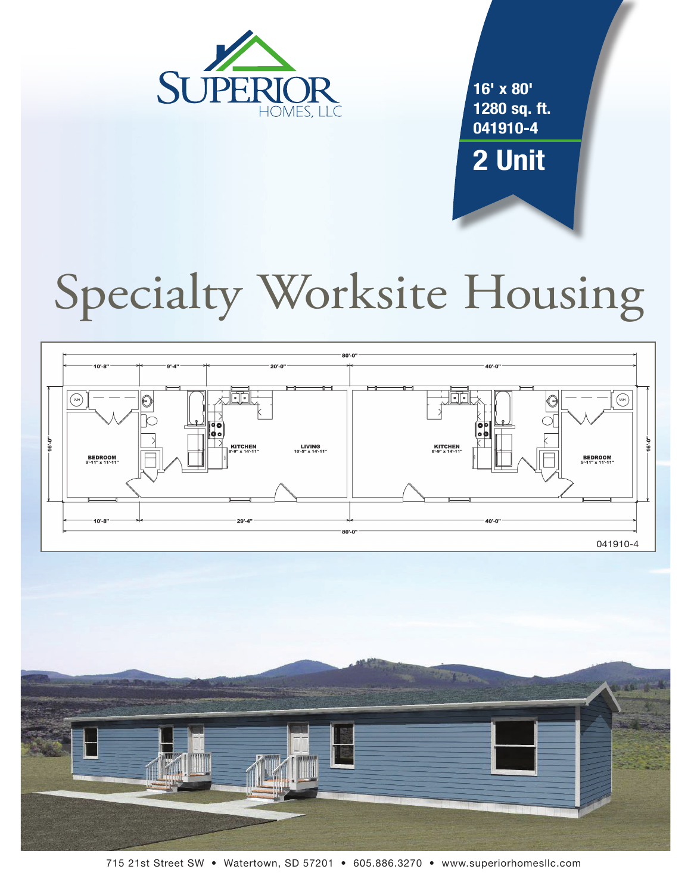SUPERIOR HOMES, LLC

16' x 80'
1280 sq. ft.
041910-4

## 2 Unit

# Specialty Worksite Housing

80'-0"

10'-8" | 9'-4" | 20'-0" | 40'-0"

16'-0"

WH

BEDROOM
9'-11" x 11'-11"

KITCHEN
8'-9" x 14'-11"

LIVING
10'-5" x 14'-11"

KITCHEN
8'-9" x 14'-11"

BEDROOM
9'-11" x 11'-11"

WH

16'-0"

10'-8" | 29'-4" | 40'-0"

80'-0"

041910-4

715 21st Street SW • Watertown, SD 57201 • 605.886.3270 • www.superiorhomesllc.com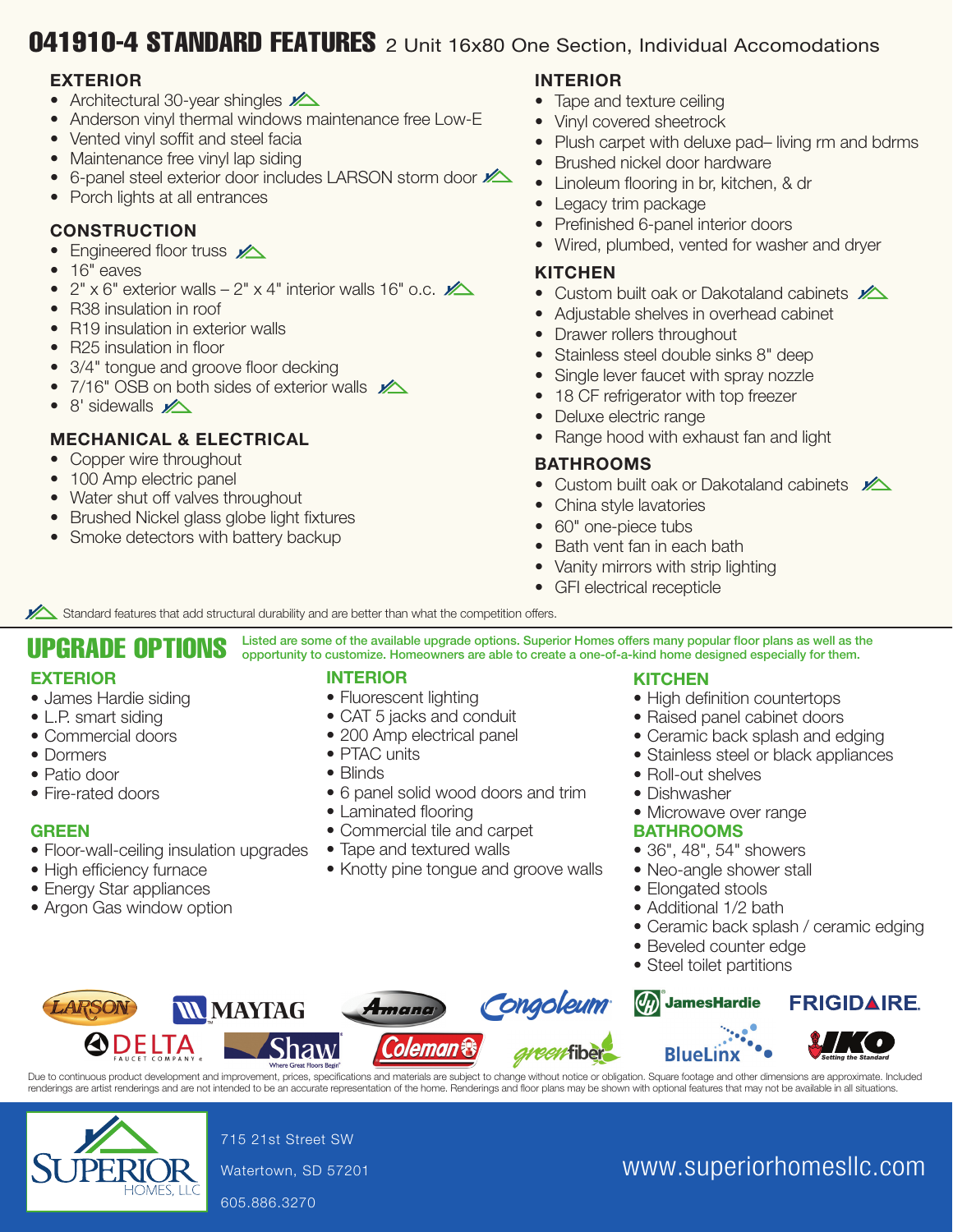# 041910-4 STANDARD FEATURES 2 Unit 16x80 One Section, Individual Accomodations

## EXTERIOR

- Architectural 30-year shingles
- Anderson vinyl thermal windows maintenance free Low-E
- Vented vinyl soffit and steel facia
- Maintenance free vinyl lap siding
- 6-panel steel exterior door includes LARSON storm door
- Porch lights at all entrances

## CONSTRUCTION

- Engineered floor truss
- 16" eaves
- 2" x 6" exterior walls – 2" x 4" interior walls 16" o.c.
- R38 insulation in roof
- R19 insulation in exterior walls
- R25 insulation in floor
- 3/4" tongue and groove floor decking
- 7/16" OSB on both sides of exterior walls
- 8' sidewalls

## MECHANICAL & ELECTRICAL

- Copper wire throughout
- 100 Amp electric panel
- Water shut off valves throughout
- Brushed Nickel glass globe light fixtures
- Smoke detectors with battery backup

## INTERIOR

- Tape and texture ceiling
- Vinyl covered sheetrock
- Plush carpet with deluxe pad– living rm and bdrms
- Brushed nickel door hardware
- Linoleum flooring in br, kitchen, & dr
- Legacy trim package
- Prefinished 6-panel interior doors
- Wired, plumbed, vented for washer and dryer

## KITCHEN

- Custom built oak or Dakotaland cabinets
- Adjustable shelves in overhead cabinet
- Drawer rollers throughout
- Stainless steel double sinks 8" deep
- Single lever faucet with spray nozzle
- 18 CF refrigerator with top freezer
- Deluxe electric range
- Range hood with exhaust fan and light

## BATHROOMS

- Custom built oak or Dakotaland cabinets
- China style lavatories
- 60" one-piece tubs
- Bath vent fan in each bath
- Vanity mirrors with strip lighting
- GFI electrical recepticle

Standard features that add structural durability and are better than what the competition offers.

# UPGRADE OPTIONS

Listed are some of the available upgrade options. Superior Homes offers many popular floor plans as well as the opportunity to customize. Homeowners are able to create a one-of-a-kind home designed especially for them.

## EXTERIOR

- James Hardie siding
- L.P. smart siding
- Commercial doors
- Dormers
- Patio door
- Fire-rated doors

## GREEN

- Floor-wall-ceiling insulation upgrades
- High efficiency furnace
- Energy Star appliances
- Argon Gas window option

## INTERIOR

- Fluorescent lighting
- CAT 5 jacks and conduit
- 200 Amp electrical panel
- PTAC units
- Blinds
- 6 panel solid wood doors and trim
- Laminated flooring
- Commercial tile and carpet
- Tape and textured walls
- Knotty pine tongue and groove walls

## KITCHEN

- High definition countertops
- Raised panel cabinet doors
- Ceramic back splash and edging
- Stainless steel or black appliances
- Roll-out shelves
- Dishwasher
- Microwave over range

## BATHROOMS

- 36", 48", 54" showers
- Neo-angle shower stall
- Elongated stools
- Additional 1/2 bath
- Ceramic back splash / ceramic edging
- Beveled counter edge
- Steel toilet partitions

LARSON · MAYTAG · Amana · Congoleum · JamesHardie · FRIGIDAIRE · DELTA · Shaw · Coleman · greenfiber · BlueLinx · IKO

Due to continuous product development and improvement, prices, specifications and materials are subject to change without notice or obligation. Square footage and other dimensions are approximate. Included renderings are artist renderings and are not intended to be an accurate representation of the home. Renderings and floor plans may be shown with optional features that may not be available in all situations.

SUPERIOR HOMES, LLC

715 21st Street SW

Watertown, SD 57201

605.886.3270

www.superiorhomesllc.com